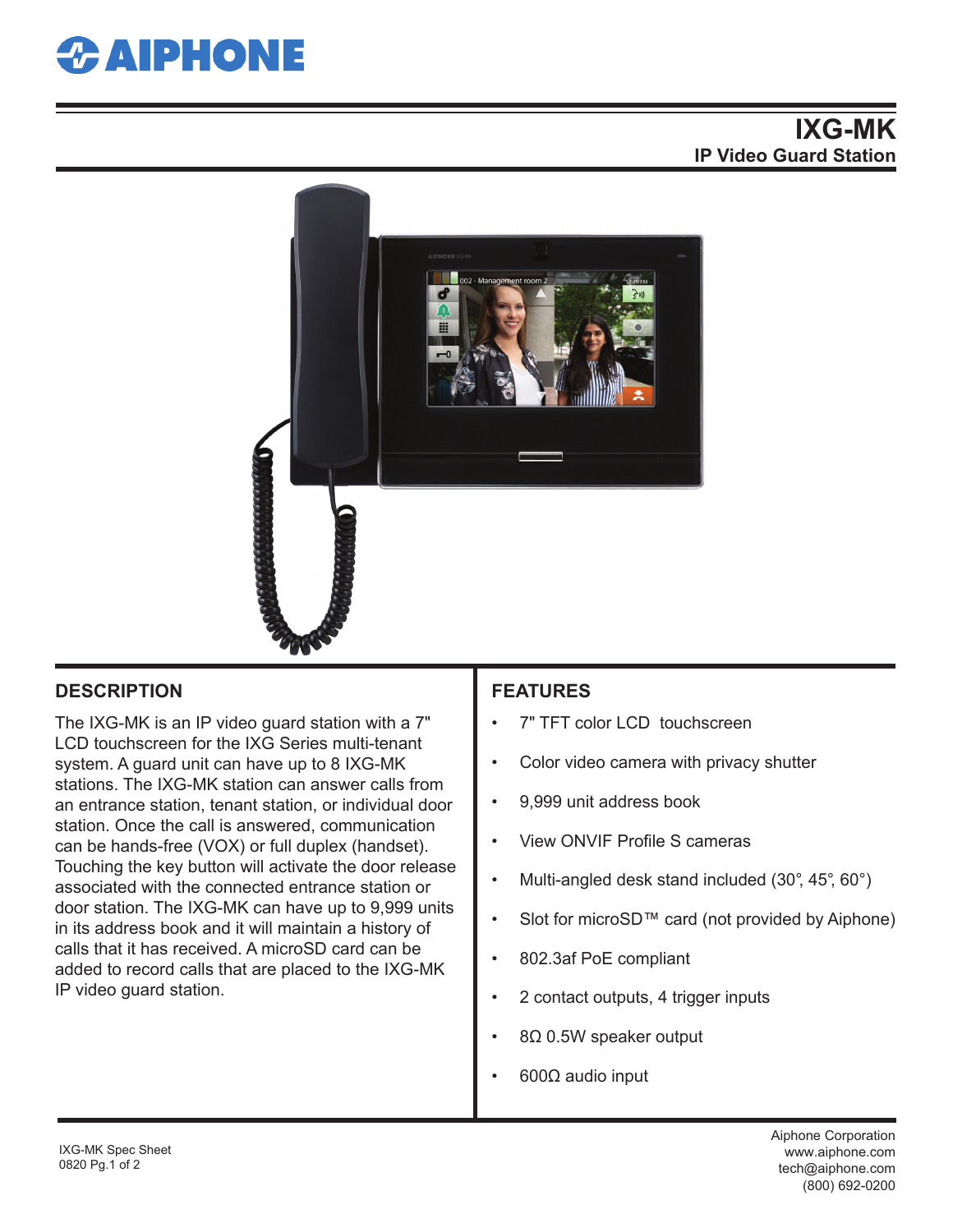# IXG-MK

## IP Video Guard Station

## DESCRIPTION

The IXG-MK is an IP video guard station with a 7" LCD touchscreen for the IXG Series multi-tenant system. A guard unit can have up to 8 IXG-MK stations. The IXG-MK station can answer calls from an entrance station, tenant station, or individual door station. Once the call is answered, communication can be hands-free (VOX) or full duplex (handset). Touching the key button will activate the door release associated with the connected entrance station or door station. The IXG-MK can have up to 9,999 units in its address book and it will maintain a history of calls that it has received. A microSD card can be added to record calls that are placed to the IXG-MK IP video guard station.

## FEATURES

- 7" TFT color LCD touchscreen
- Color video camera with privacy shutter
- 9,999 unit address book
- View ONVIF Profile S cameras
- Multi-angled desk stand included (30°, 45°, 60°)
- Slot for microSD™ card (not provided by Aiphone)
- 802.3af PoE compliant
- 2 contact outputs, 4 trigger inputs
- 8Ω 0.5W speaker output
- 600Ω audio input

IXG-MK Spec Sheet
0820 Pg.1 of 2

Aiphone Corporation
www.aiphone.com
tech@aiphone.com
(800) 692-0200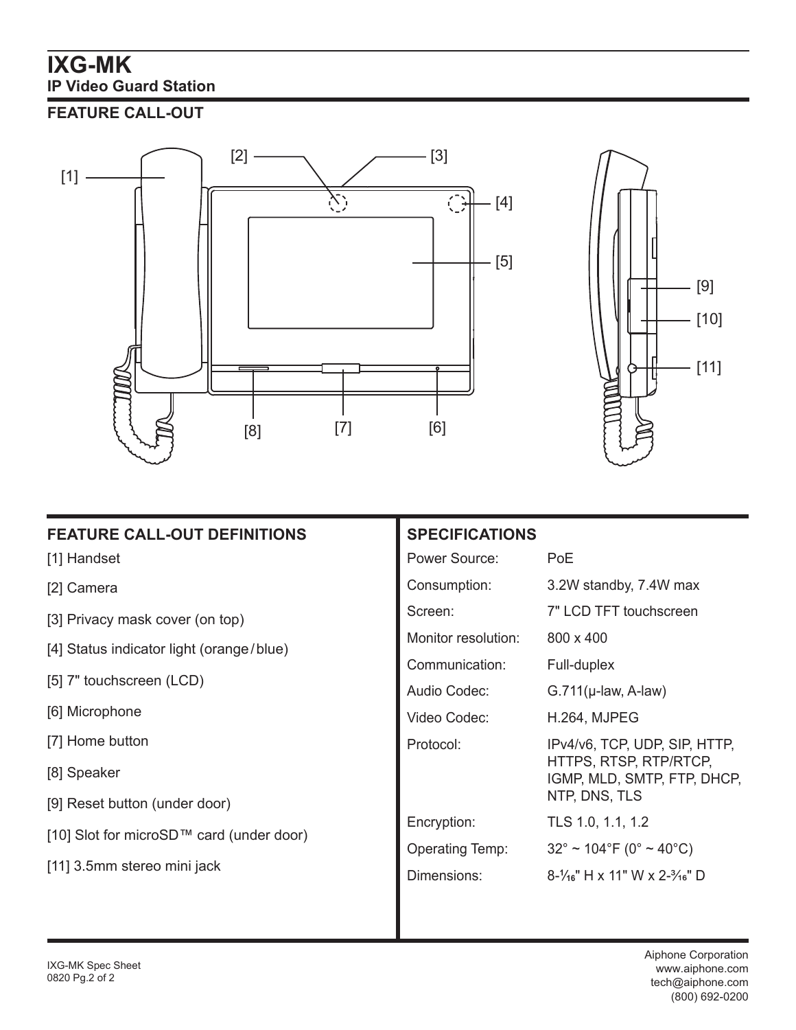# IXG-MK

**IP Video Guard Station**

## FEATURE CALL-OUT

[1]
[2]
[3]
[4]
[5]
[6]
[7]
[8]
[9]
[10]
[11]

## FEATURE CALL-OUT DEFINITIONS

[1] Handset

[2] Camera

[3] Privacy mask cover (on top)

[4] Status indicator light (orange / blue)

[5] 7" touchscreen (LCD)

[6] Microphone

[7] Home button

[8] Speaker

[9] Reset button (under door)

[10] Slot for microSD™ card (under door)

[11] 3.5mm stereo mini jack

## SPECIFICATIONS

| | |
|---|---|
| Power Source: | PoE |
| Consumption: | 3.2W standby, 7.4W max |
| Screen: | 7" LCD TFT touchscreen |
| Monitor resolution: | 800 x 400 |
| Communication: | Full-duplex |
| Audio Codec: | G.711(μ-law, A-law) |
| Video Codec: | H.264, MJPEG |
| Protocol: | IPv4/v6, TCP, UDP, SIP, HTTP, HTTPS, RTSP, RTP/RTCP, IGMP, MLD, SMTP, FTP, DHCP, NTP, DNS, TLS |
| Encryption: | TLS 1.0, 1.1, 1.2 |
| Operating Temp: | 32° ~ 104°F (0° ~ 40°C) |
| Dimensions: | 8-1⁄16" H x 11" W x 2-3⁄16" D |

IXG-MK Spec Sheet
0820

Aiphone Corporation
www.aiphone.com
tech@aiphone.com
(800) 692-0200